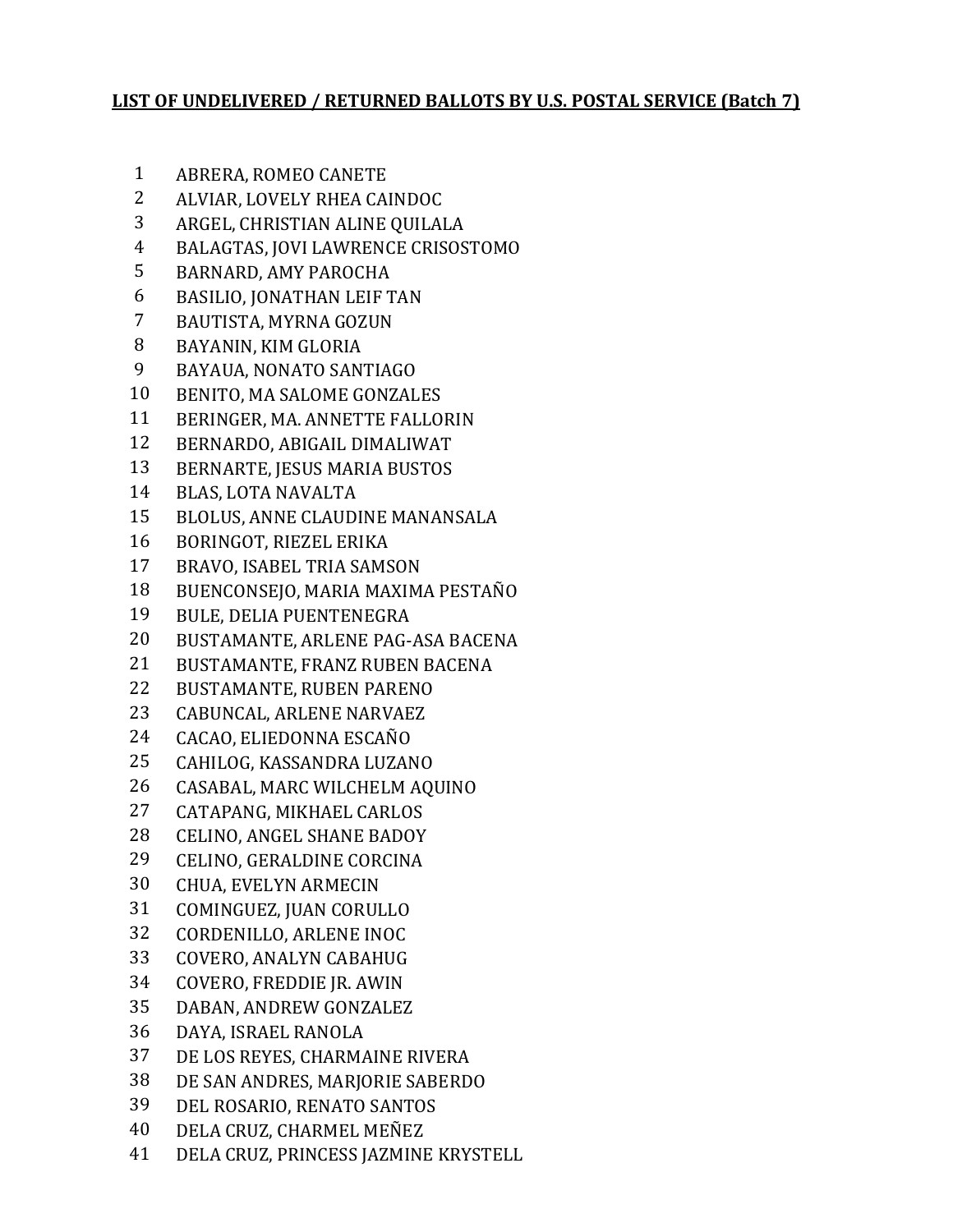**LIST OF UNDELIVERED / RETURNED BALLOTS BY U.S. POSTAL SERVICE (Batch 7)**

1. ABRERA, ROMEO CANETE
2. ALVIAR, LOVELY RHEA CAINDOC
3. ARGEL, CHRISTIAN ALINE QUILALA
4. BALAGTAS, JOVI LAWRENCE CRISOSTOMO
5. BARNARD, AMY PAROCHA
6. BASILIO, JONATHAN LEIF TAN
7. BAUTISTA, MYRNA GOZUN
8. BAYANIN, KIM GLORIA
9. BAYAUA, NONATO SANTIAGO
10. BENITO, MA SALOME GONZALES
11. BERINGER, MA. ANNETTE FALLORIN
12. BERNARDO, ABIGAIL DIMALIWAT
13. BERNARTE, JESUS MARIA BUSTOS
14. BLAS, LOTA NAVALTA
15. BLOLUS, ANNE CLAUDINE MANANSALA
16. BORINGOT, RIEZEL ERIKA
17. BRAVO, ISABEL TRIA SAMSON
18. BUENCONSEJO, MARIA MAXIMA PESTAÑO
19. BULE, DELIA PUENTENEGRA
20. BUSTAMANTE, ARLENE PAG-ASA BACENA
21. BUSTAMANTE, FRANZ RUBEN BACENA
22. BUSTAMANTE, RUBEN PARENO
23. CABUNCAL, ARLENE NARVAEZ
24. CACAO, ELIEDONNA ESCAÑO
25. CAHILOG, KASSANDRA LUZANO
26. CASABAL, MARC WILCHELM AQUINO
27. CATAPANG, MIKHAEL CARLOS
28. CELINO, ANGEL SHANE BADOY
29. CELINO, GERALDINE CORCINA
30. CHUA, EVELYN ARMECIN
31. COMINGUEZ, JUAN CORULLO
32. CORDENILLO, ARLENE INOC
33. COVERO, ANALYN CABAHUG
34. COVERO, FREDDIE JR. AWIN
35. DABAN, ANDREW GONZALEZ
36. DAYA, ISRAEL RANOLA
37. DE LOS REYES, CHARMAINE RIVERA
38. DE SAN ANDRES, MARJORIE SABERDO
39. DEL ROSARIO, RENATO SANTOS
40. DELA CRUZ, CHARMEL MEÑEZ
41. DELA CRUZ, PRINCESS JAZMINE KRYSTELL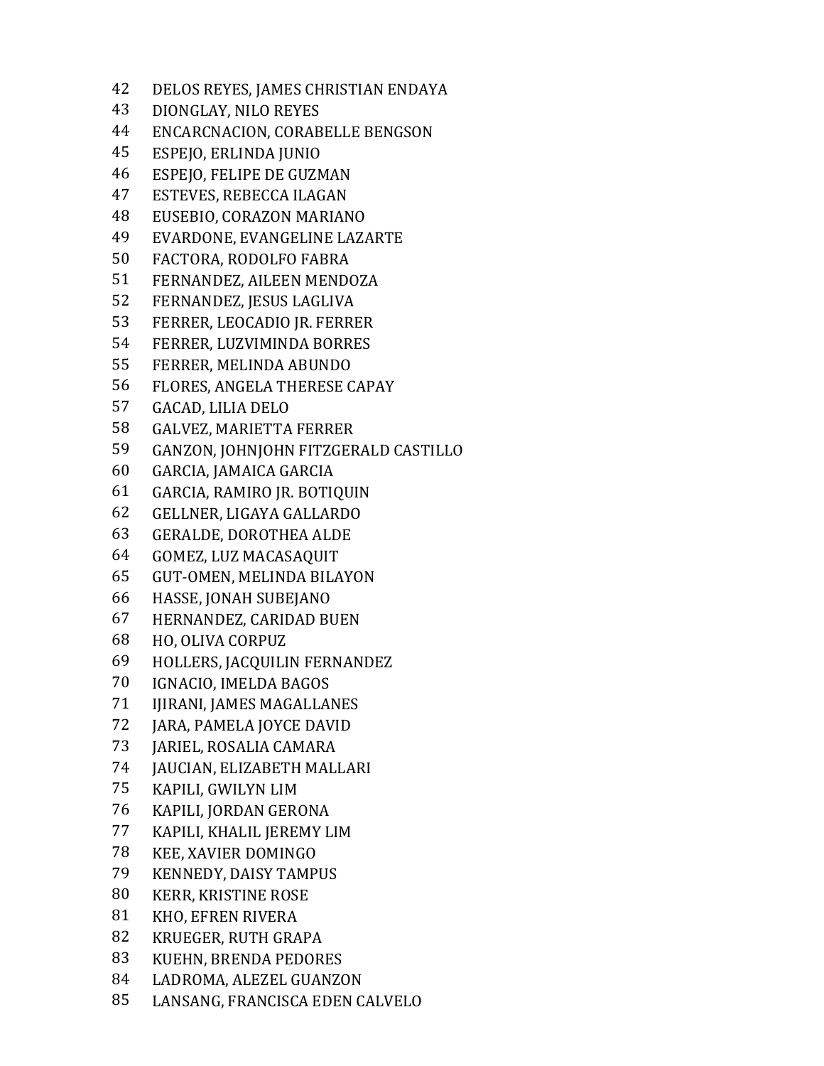42 DELOS REYES, JAMES CHRISTIAN ENDAYA
43 DIONGLAY, NILO REYES
44 ENCARCNACION, CORABELLE BENGSON
45 ESPEJO, ERLINDA JUNIO
46 ESPEJO, FELIPE DE GUZMAN
47 ESTEVES, REBECCA ILAGAN
48 EUSEBIO, CORAZON MARIANO
49 EVARDONE, EVANGELINE LAZARTE
50 FACTORA, RODOLFO FABRA
51 FERNANDEZ, AILEEN MENDOZA
52 FERNANDEZ, JESUS LAGLIVA
53 FERRER, LEOCADIO JR. FERRER
54 FERRER, LUZVIMINDA BORRES
55 FERRER, MELINDA ABUNDO
56 FLORES, ANGELA THERESE CAPAY
57 GACAD, LILIA DELO
58 GALVEZ, MARIETTA FERRER
59 GANZON, JOHNJOHN FITZGERALD CASTILLO
60 GARCIA, JAMAICA GARCIA
61 GARCIA, RAMIRO JR. BOTIQUIN
62 GELLNER, LIGAYA GALLARDO
63 GERALDE, DOROTHEA ALDE
64 GOMEZ, LUZ MACASAQUIT
65 GUT-OMEN, MELINDA BILAYON
66 HASSE, JONAH SUBEJANO
67 HERNANDEZ, CARIDAD BUEN
68 HO, OLIVA CORPUZ
69 HOLLERS, JACQUILIN FERNANDEZ
70 IGNACIO, IMELDA BAGOS
71 IJIRANI, JAMES MAGALLANES
72 JARA, PAMELA JOYCE DAVID
73 JARIEL, ROSALIA CAMARA
74 JAUCIAN, ELIZABETH MALLARI
75 KAPILI, GWILYN LIM
76 KAPILI, JORDAN GERONA
77 KAPILI, KHALIL JEREMY LIM
78 KEE, XAVIER DOMINGO
79 KENNEDY, DAISY TAMPUS
80 KERR, KRISTINE ROSE
81 KHO, EFREN RIVERA
82 KRUEGER, RUTH GRAPA
83 KUEHN, BRENDA PEDORES
84 LADROMA, ALEZEL GUANZON
85 LANSANG, FRANCISCA EDEN CALVELO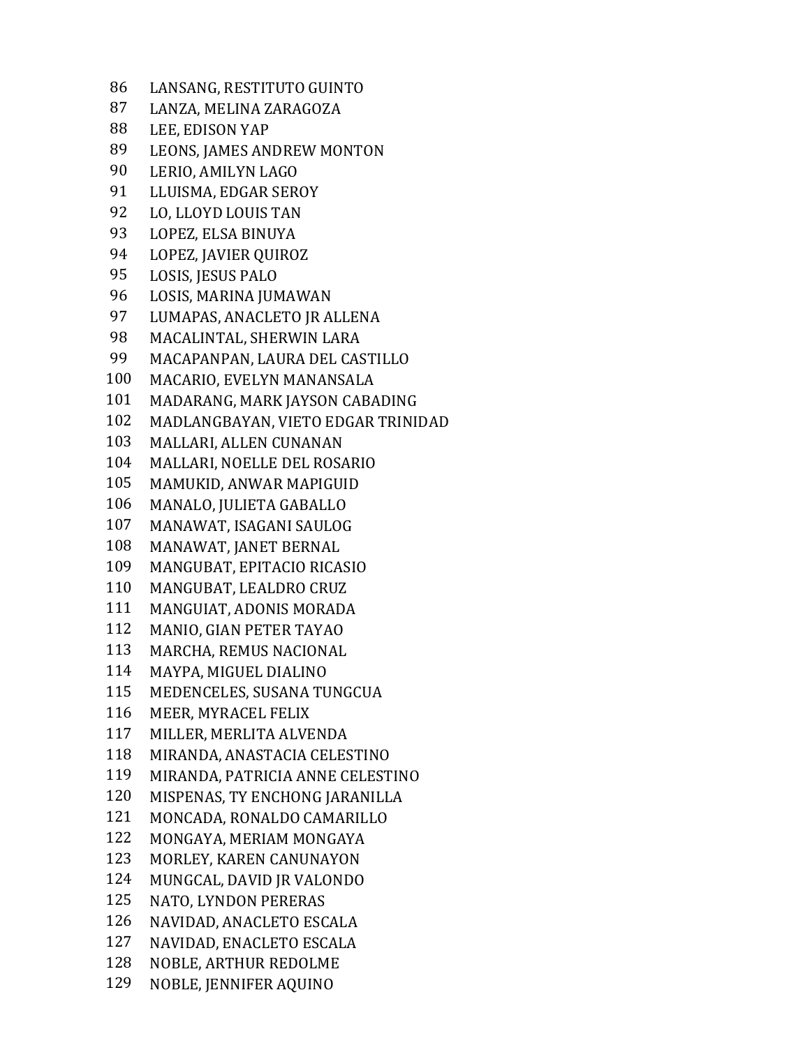86 LANSANG, RESTITUTO GUINTO
87 LANZA, MELINA ZARAGOZA
88 LEE, EDISON YAP
89 LEONS, JAMES ANDREW MONTON
90 LERIO, AMILYN LAGO
91 LLUISMA, EDGAR SEROY
92 LO, LLOYD LOUIS TAN
93 LOPEZ, ELSA BINUYA
94 LOPEZ, JAVIER QUIROZ
95 LOSIS, JESUS PALO
96 LOSIS, MARINA JUMAWAN
97 LUMAPAS, ANACLETO JR ALLENA
98 MACALINTAL, SHERWIN LARA
99 MACAPANPAN, LAURA DEL CASTILLO
100 MACARIO, EVELYN MANANSALA
101 MADARANG, MARK JAYSON CABADING
102 MADLANGBAYAN, VIETO EDGAR TRINIDAD
103 MALLARI, ALLEN CUNANAN
104 MALLARI, NOELLE DEL ROSARIO
105 MAMUKID, ANWAR MAPIGUID
106 MANALO, JULIETA GABALLO
107 MANAWAT, ISAGANI SAULOG
108 MANAWAT, JANET BERNAL
109 MANGUBAT, EPITACIO RICASIO
110 MANGUBAT, LEALDRO CRUZ
111 MANGUIAT, ADONIS MORADA
112 MANIO, GIAN PETER TAYAO
113 MARCHA, REMUS NACIONAL
114 MAYPA, MIGUEL DIALINO
115 MEDENCELES, SUSANA TUNGCUA
116 MEER, MYRACEL FELIX
117 MILLER, MERLITA ALVENDA
118 MIRANDA, ANASTACIA CELESTINO
119 MIRANDA, PATRICIA ANNE CELESTINO
120 MISPENAS, TY ENCHONG JARANILLA
121 MONCADA, RONALDO CAMARILLO
122 MONGAYA, MERIAM MONGAYA
123 MORLEY, KAREN CANUNAYON
124 MUNGCAL, DAVID JR VALONDO
125 NATO, LYNDON PERERAS
126 NAVIDAD, ANACLETO ESCALA
127 NAVIDAD, ENACLETO ESCALA
128 NOBLE, ARTHUR REDOLME
129 NOBLE, JENNIFER AQUINO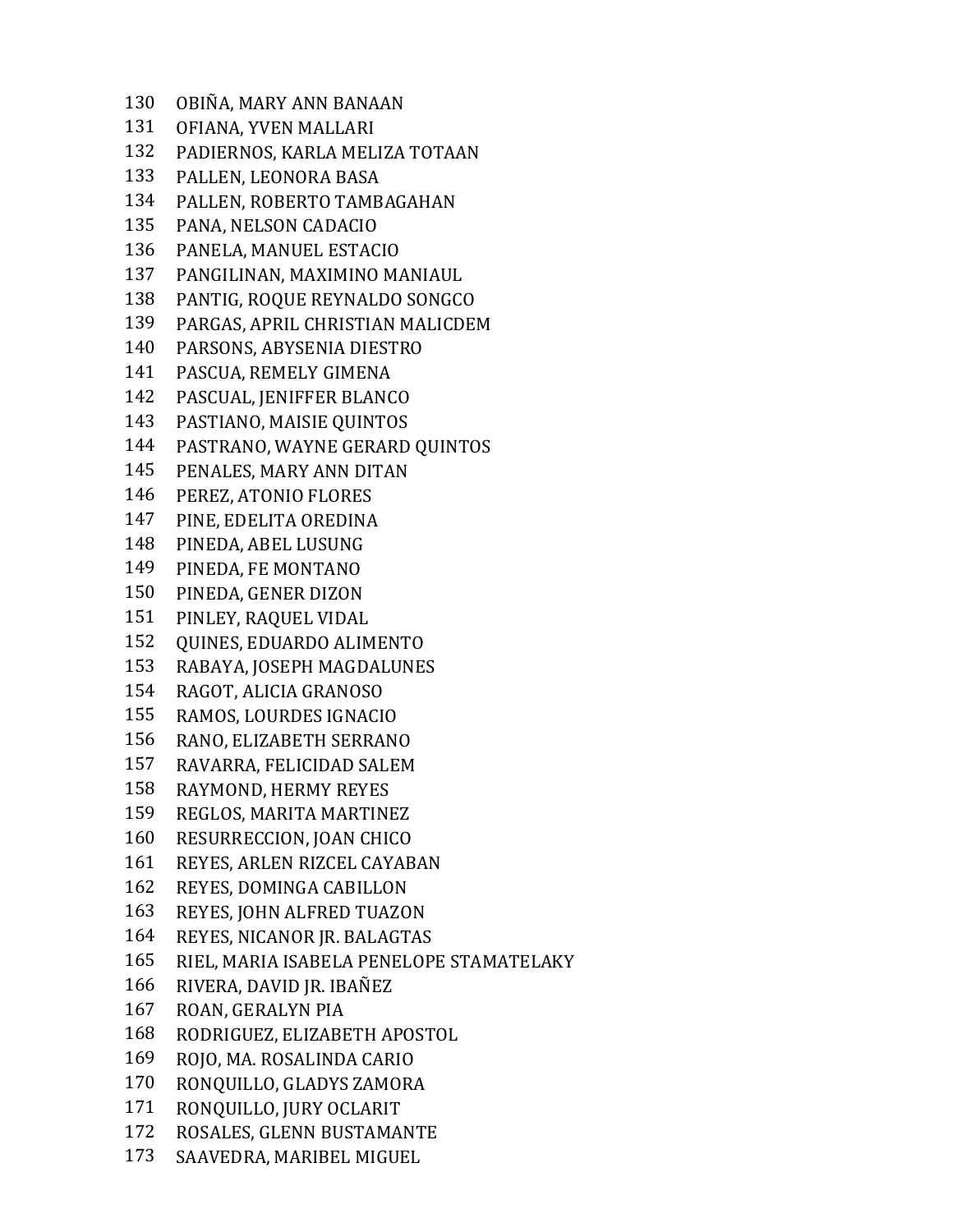130 OBIÑA, MARY ANN BANAAN
131 OFIANA, YVEN MALLARI
132 PADIERNOS, KARLA MELIZA TOTAAN
133 PALLEN, LEONORA BASA
134 PALLEN, ROBERTO TAMBAGAHAN
135 PANA, NELSON CADACIO
136 PANELA, MANUEL ESTACIO
137 PANGILINAN, MAXIMINO MANIAUL
138 PANTIG, ROQUE REYNALDO SONGCO
139 PARGAS, APRIL CHRISTIAN MALICDEM
140 PARSONS, ABYSENIA DIESTRO
141 PASCUA, REMELY GIMENA
142 PASCUAL, JENIFFER BLANCO
143 PASTIANO, MAISIE QUINTOS
144 PASTRANO, WAYNE GERARD QUINTOS
145 PENALES, MARY ANN DITAN
146 PEREZ, ATONIO FLORES
147 PINE, EDELITA OREDINA
148 PINEDA, ABEL LUSUNG
149 PINEDA, FE MONTANO
150 PINEDA, GENER DIZON
151 PINLEY, RAQUEL VIDAL
152 QUINES, EDUARDO ALIMENTO
153 RABAYA, JOSEPH MAGDALUNES
154 RAGOT, ALICIA GRANOSO
155 RAMOS, LOURDES IGNACIO
156 RANO, ELIZABETH SERRANO
157 RAVARRA, FELICIDAD SALEM
158 RAYMOND, HERMY REYES
159 REGLOS, MARITA MARTINEZ
160 RESURRECCION, JOAN CHICO
161 REYES, ARLEN RIZCEL CAYABAN
162 REYES, DOMINGA CABILLON
163 REYES, JOHN ALFRED TUAZON
164 REYES, NICANOR JR. BALAGTAS
165 RIEL, MARIA ISABELA PENELOPE STAMATELAKY
166 RIVERA, DAVID JR. IBAÑEZ
167 ROAN, GERALYN PIA
168 RODRIGUEZ, ELIZABETH APOSTOL
169 ROJO, MA. ROSALINDA CARIO
170 RONQUILLO, GLADYS ZAMORA
171 RONQUILLO, JURY OCLARIT
172 ROSALES, GLENN BUSTAMANTE
173 SAAVEDRA, MARIBEL MIGUEL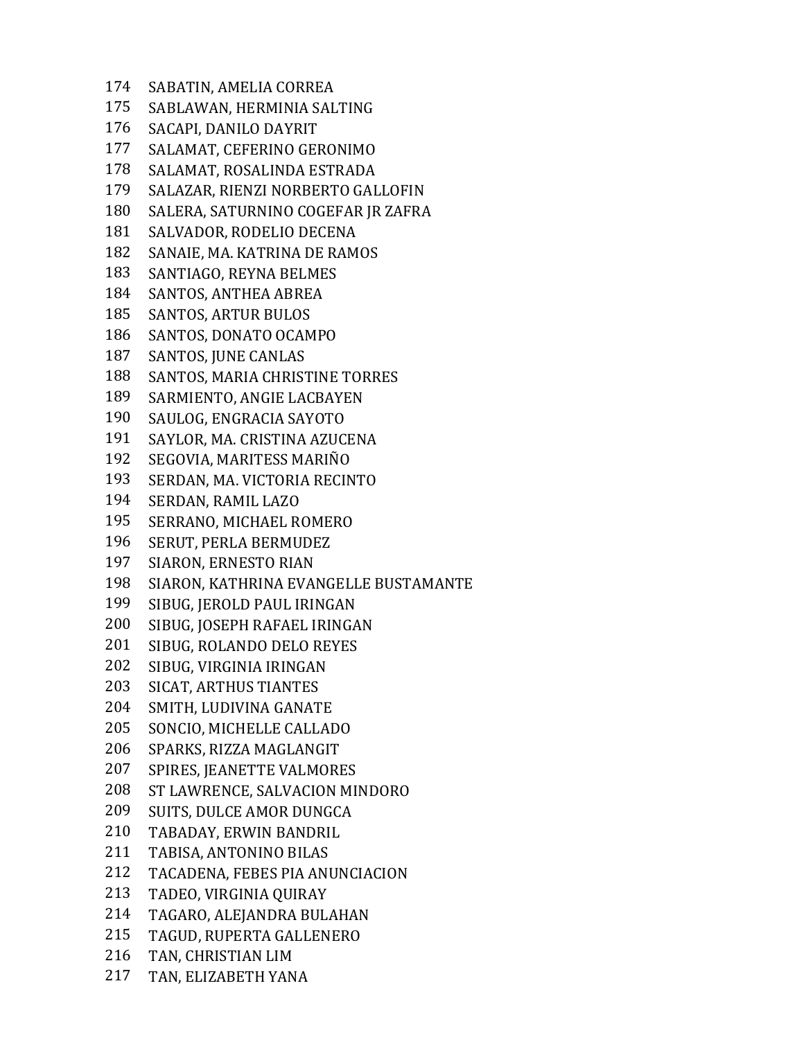174. SABATIN, AMELIA CORREA
175. SABLAWAN, HERMINIA SALTING
176. SACAPI, DANILO DAYRIT
177. SALAMAT, CEFERINO GERONIMO
178. SALAMAT, ROSALINDA ESTRADA
179. SALAZAR, RIENZI NORBERTO GALLOFIN
180. SALERA, SATURNINO COGEFAR JR ZAFRA
181. SALVADOR, RODELIO DECENA
182. SANAIE, MA. KATRINA DE RAMOS
183. SANTIAGO, REYNA BELMES
184. SANTOS, ANTHEA ABREA
185. SANTOS, ARTUR BULOS
186. SANTOS, DONATO OCAMPO
187. SANTOS, JUNE CANLAS
188. SANTOS, MARIA CHRISTINE TORRES
189. SARMIENTO, ANGIE LACBAYEN
190. SAULOG, ENGRACIA SAYOTO
191. SAYLOR, MA. CRISTINA AZUCENA
192. SEGOVIA, MARITESS MARIÑO
193. SERDAN, MA. VICTORIA RECINTO
194. SERDAN, RAMIL LAZO
195. SERRANO, MICHAEL ROMERO
196. SERUT, PERLA BERMUDEZ
197. SIARON, ERNESTO RIAN
198. SIARON, KATHRINA EVANGELLE BUSTAMANTE
199. SIBUG, JEROLD PAUL IRINGAN
200. SIBUG, JOSEPH RAFAEL IRINGAN
201. SIBUG, ROLANDO DELO REYES
202. SIBUG, VIRGINIA IRINGAN
203. SICAT, ARTHUS TIANTES
204. SMITH, LUDIVINA GANATE
205. SONCIO, MICHELLE CALLADO
206. SPARKS, RIZZA MAGLANGIT
207. SPIRES, JEANETTE VALMORES
208. ST LAWRENCE, SALVACION MINDORO
209. SUITS, DULCE AMOR DUNGCA
210. TABADAY, ERWIN BANDRIL
211. TABISA, ANTONINO BILAS
212. TACADENA, FEBES PIA ANUNCIACION
213. TADEO, VIRGINIA QUIRAY
214. TAGARO, ALEJANDRA BULAHAN
215. TAGUD, RUPERTA GALLENERO
216. TAN, CHRISTIAN LIM
217. TAN, ELIZABETH YANA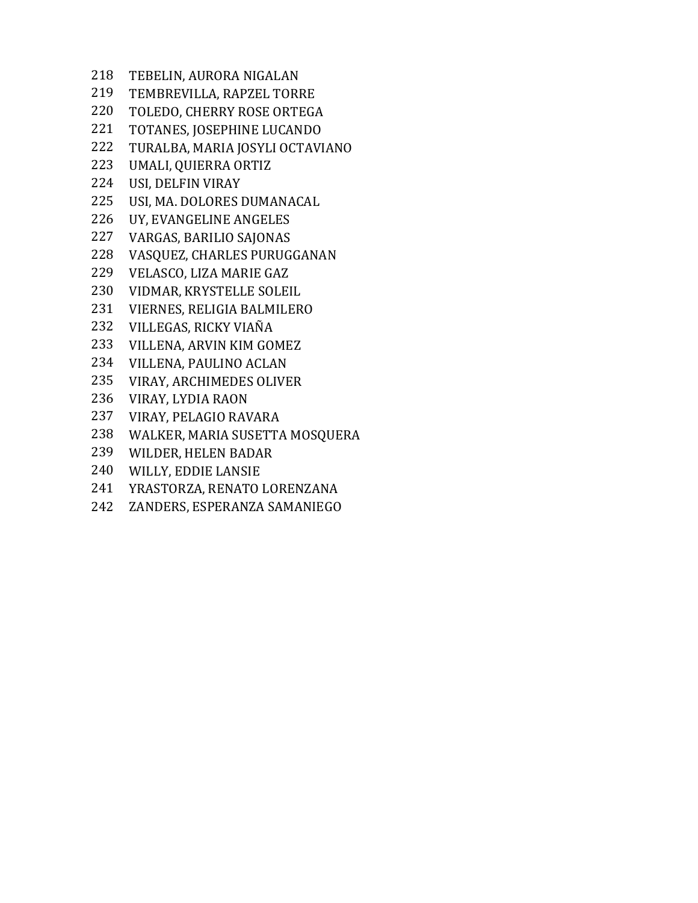218 TEBELIN, AURORA NIGALAN
219 TEMBREVILLA, RAPZEL TORRE
220 TOLEDO, CHERRY ROSE ORTEGA
221 TOTANES, JOSEPHINE LUCANDO
222 TURALBA, MARIA JOSYLI OCTAVIANO
223 UMALI, QUIERRA ORTIZ
224 USI, DELFIN VIRAY
225 USI, MA. DOLORES DUMANACAL
226 UY, EVANGELINE ANGELES
227 VARGAS, BARILIO SAJONAS
228 VASQUEZ, CHARLES PURUGGANAN
229 VELASCO, LIZA MARIE GAZ
230 VIDMAR, KRYSTELLE SOLEIL
231 VIERNES, RELIGIA BALMILERO
232 VILLEGAS, RICKY VIAÑA
233 VILLENA, ARVIN KIM GOMEZ
234 VILLENA, PAULINO ACLAN
235 VIRAY, ARCHIMEDES OLIVER
236 VIRAY, LYDIA RAON
237 VIRAY, PELAGIO RAVARA
238 WALKER, MARIA SUSETTA MOSQUERA
239 WILDER, HELEN BADAR
240 WILLY, EDDIE LANSIE
241 YRASTORZA, RENATO LORENZANA
242 ZANDERS, ESPERANZA SAMANIEGO